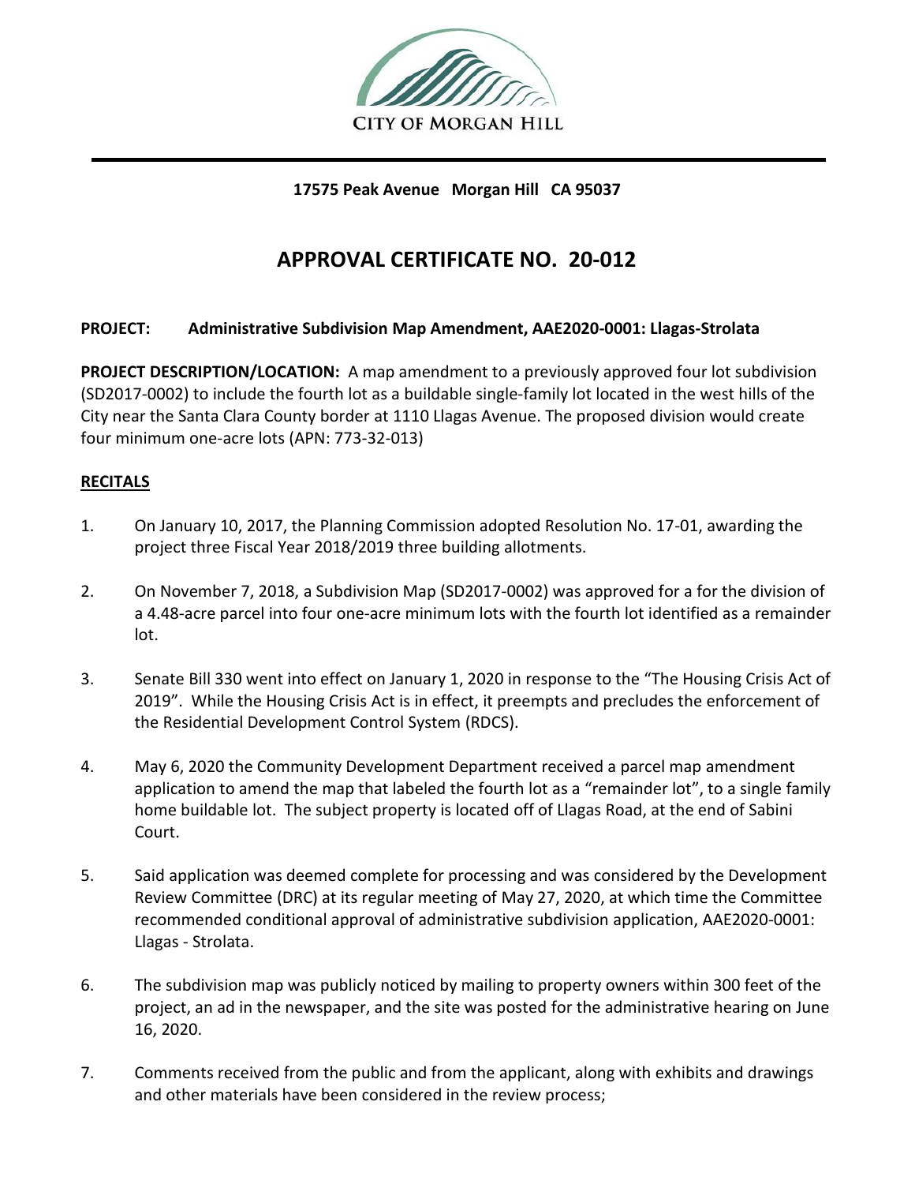CITY OF MORGAN HILL

**17575 Peak Avenue Morgan Hill CA 95037**

# APPROVAL CERTIFICATE NO. 20-012

**PROJECT: Administrative Subdivision Map Amendment, AAE2020-0001: Llagas-Strolata**

**PROJECT DESCRIPTION/LOCATION:** A map amendment to a previously approved four lot subdivision (SD2017-0002) to include the fourth lot as a buildable single-family lot located in the west hills of the City near the Santa Clara County border at 1110 Llagas Avenue. The proposed division would create four minimum one-acre lots (APN: 773-32-013)

## RECITALS

1. On January 10, 2017, the Planning Commission adopted Resolution No. 17-01, awarding the project three Fiscal Year 2018/2019 three building allotments.

2. On November 7, 2018, a Subdivision Map (SD2017-0002) was approved for a for the division of a 4.48-acre parcel into four one-acre minimum lots with the fourth lot identified as a remainder lot.

3. Senate Bill 330 went into effect on January 1, 2020 in response to the "The Housing Crisis Act of 2019". While the Housing Crisis Act is in effect, it preempts and precludes the enforcement of the Residential Development Control System (RDCS).

4. May 6, 2020 the Community Development Department received a parcel map amendment application to amend the map that labeled the fourth lot as a "remainder lot", to a single family home buildable lot. The subject property is located off of Llagas Road, at the end of Sabini Court.

5. Said application was deemed complete for processing and was considered by the Development Review Committee (DRC) at its regular meeting of May 27, 2020, at which time the Committee recommended conditional approval of administrative subdivision application, AAE2020-0001: Llagas - Strolata.

6. The subdivision map was publicly noticed by mailing to property owners within 300 feet of the project, an ad in the newspaper, and the site was posted for the administrative hearing on June 16, 2020.

7. Comments received from the public and from the applicant, along with exhibits and drawings and other materials have been considered in the review process;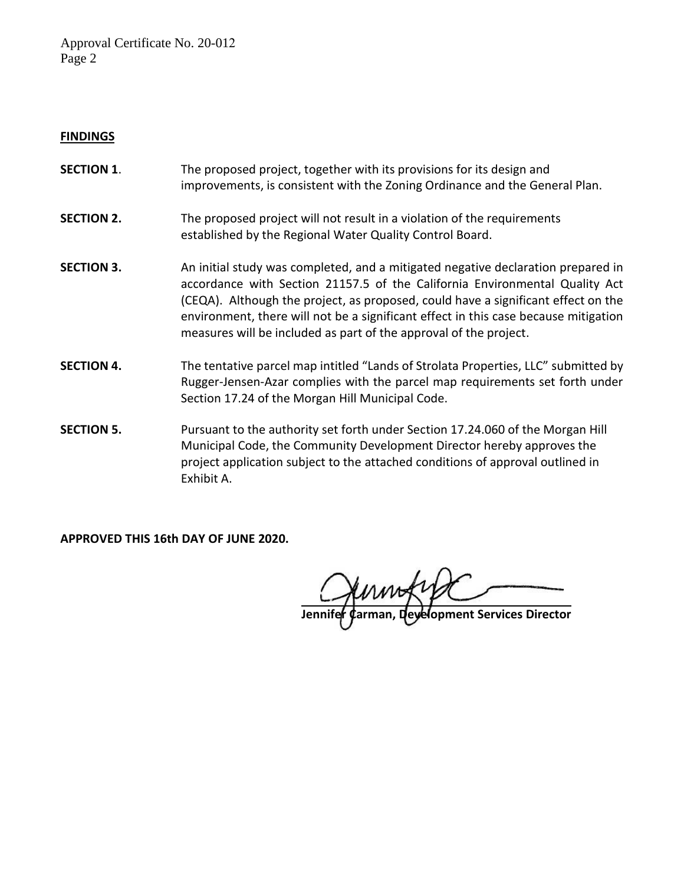**FINDINGS**

**SECTION 1**. The proposed project, together with its provisions for its design and improvements, is consistent with the Zoning Ordinance and the General Plan.

**SECTION 2.** The proposed project will not result in a violation of the requirements established by the Regional Water Quality Control Board.

**SECTION 3.** An initial study was completed, and a mitigated negative declaration prepared in accordance with Section 21157.5 of the California Environmental Quality Act (CEQA). Although the project, as proposed, could have a significant effect on the environment, there will not be a significant effect in this case because mitigation measures will be included as part of the approval of the project.

**SECTION 4.** The tentative parcel map intitled "Lands of Strolata Properties, LLC" submitted by Rugger-Jensen-Azar complies with the parcel map requirements set forth under Section 17.24 of the Morgan Hill Municipal Code.

**SECTION 5.** Pursuant to the authority set forth under Section 17.24.060 of the Morgan Hill Municipal Code, the Community Development Director hereby approves the project application subject to the attached conditions of approval outlined in Exhibit A.

**APPROVED THIS 16th DAY OF JUNE 2020.**

**Jennifer Carman, Development Services Director**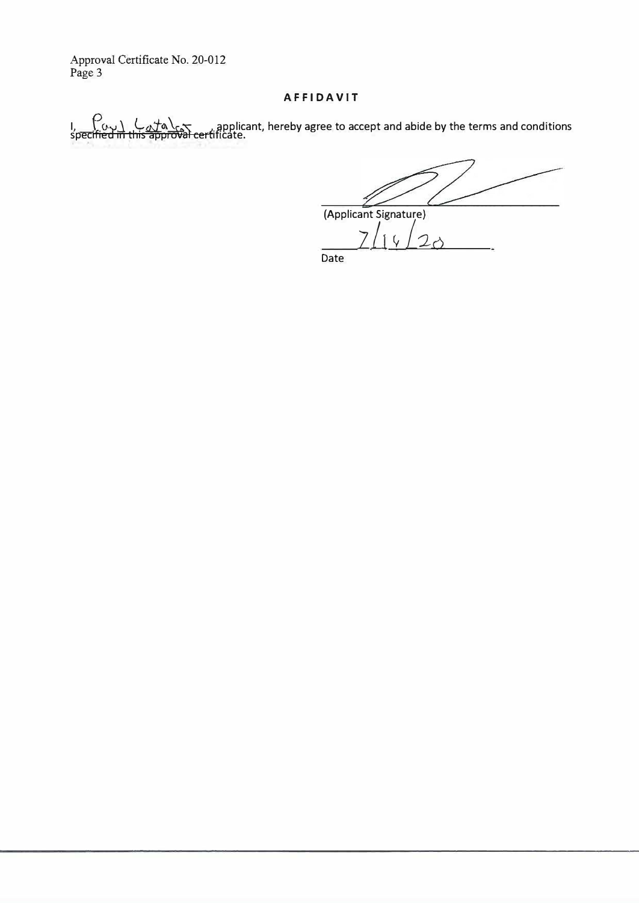## AFFIDAVIT

I, Paul Catalar, applicant, hereby agree to accept and abide by the terms and conditions specified in this approval certificate.

(Applicant Signature)

7/14/20

Date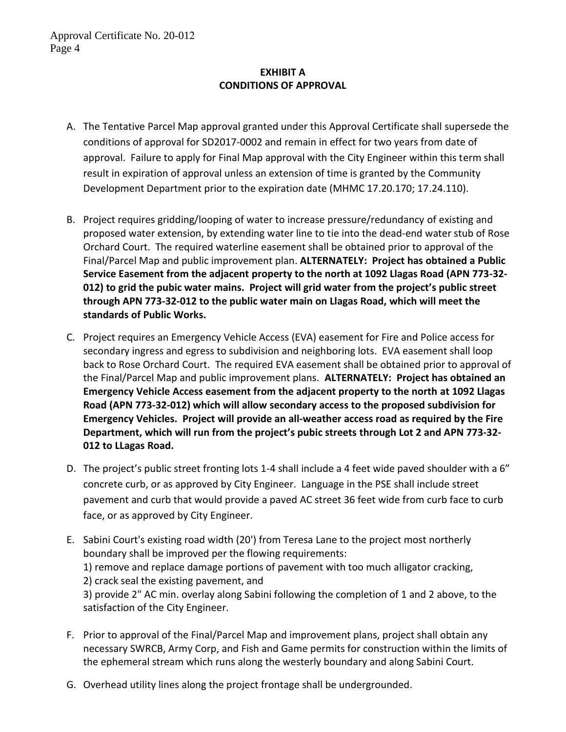**EXHIBIT A**
**CONDITIONS OF APPROVAL**

A. The Tentative Parcel Map approval granted under this Approval Certificate shall supersede the conditions of approval for SD2017-0002 and remain in effect for two years from date of approval. Failure to apply for Final Map approval with the City Engineer within this term shall result in expiration of approval unless an extension of time is granted by the Community Development Department prior to the expiration date (MHMC 17.20.170; 17.24.110).

B. Project requires gridding/looping of water to increase pressure/redundancy of existing and proposed water extension, by extending water line to tie into the dead-end water stub of Rose Orchard Court. The required waterline easement shall be obtained prior to approval of the Final/Parcel Map and public improvement plan. **ALTERNATELY: Project has obtained a Public Service Easement from the adjacent property to the north at 1092 Llagas Road (APN 773-32-012) to grid the pubic water mains. Project will grid water from the project's public street through APN 773-32-012 to the public water main on Llagas Road, which will meet the standards of Public Works.**

C. Project requires an Emergency Vehicle Access (EVA) easement for Fire and Police access for secondary ingress and egress to subdivision and neighboring lots. EVA easement shall loop back to Rose Orchard Court. The required EVA easement shall be obtained prior to approval of the Final/Parcel Map and public improvement plans. **ALTERNATELY: Project has obtained an Emergency Vehicle Access easement from the adjacent property to the north at 1092 Llagas Road (APN 773-32-012) which will allow secondary access to the proposed subdivision for Emergency Vehicles. Project will provide an all-weather access road as required by the Fire Department, which will run from the project's pubic streets through Lot 2 and APN 773-32-012 to LLagas Road.**

D. The project's public street fronting lots 1-4 shall include a 4 feet wide paved shoulder with a 6" concrete curb, or as approved by City Engineer. Language in the PSE shall include street pavement and curb that would provide a paved AC street 36 feet wide from curb face to curb face, or as approved by City Engineer.

E. Sabini Court's existing road width (20') from Teresa Lane to the project most northerly boundary shall be improved per the flowing requirements:
1) remove and replace damage portions of pavement with too much alligator cracking,
2) crack seal the existing pavement, and
3) provide 2" AC min. overlay along Sabini following the completion of 1 and 2 above, to the satisfaction of the City Engineer.

F. Prior to approval of the Final/Parcel Map and improvement plans, project shall obtain any necessary SWRCB, Army Corp, and Fish and Game permits for construction within the limits of the ephemeral stream which runs along the westerly boundary and along Sabini Court.

G. Overhead utility lines along the project frontage shall be undergrounded.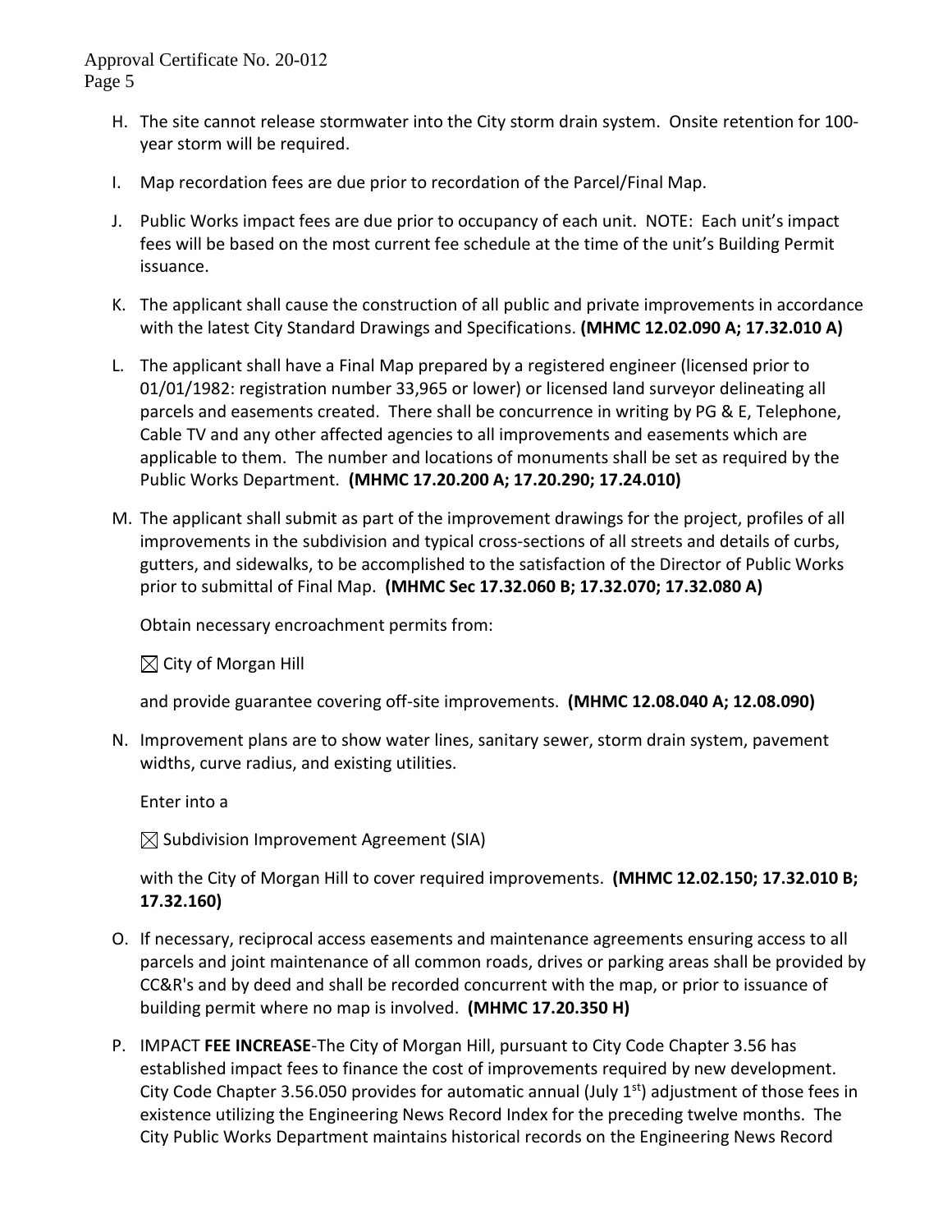H. The site cannot release stormwater into the City storm drain system. Onsite retention for 100-year storm will be required.

I. Map recordation fees are due prior to recordation of the Parcel/Final Map.

J. Public Works impact fees are due prior to occupancy of each unit. NOTE: Each unit's impact fees will be based on the most current fee schedule at the time of the unit's Building Permit issuance.

K. The applicant shall cause the construction of all public and private improvements in accordance with the latest City Standard Drawings and Specifications. **(MHMC 12.02.090 A; 17.32.010 A)**

L. The applicant shall have a Final Map prepared by a registered engineer (licensed prior to 01/01/1982: registration number 33,965 or lower) or licensed land surveyor delineating all parcels and easements created. There shall be concurrence in writing by PG & E, Telephone, Cable TV and any other affected agencies to all improvements and easements which are applicable to them. The number and locations of monuments shall be set as required by the Public Works Department. **(MHMC 17.20.200 A; 17.20.290; 17.24.010)**

M. The applicant shall submit as part of the improvement drawings for the project, profiles of all improvements in the subdivision and typical cross-sections of all streets and details of curbs, gutters, and sidewalks, to be accomplished to the satisfaction of the Director of Public Works prior to submittal of Final Map. **(MHMC Sec 17.32.060 B; 17.32.070; 17.32.080 A)**

   Obtain necessary encroachment permits from:

   ☒ City of Morgan Hill

   and provide guarantee covering off-site improvements. **(MHMC 12.08.040 A; 12.08.090)**

N. Improvement plans are to show water lines, sanitary sewer, storm drain system, pavement widths, curve radius, and existing utilities.

   Enter into a

   ☒ Subdivision Improvement Agreement (SIA)

   with the City of Morgan Hill to cover required improvements. **(MHMC 12.02.150; 17.32.010 B; 17.32.160)**

O. If necessary, reciprocal access easements and maintenance agreements ensuring access to all parcels and joint maintenance of all common roads, drives or parking areas shall be provided by CC&R's and by deed and shall be recorded concurrent with the map, or prior to issuance of building permit where no map is involved. **(MHMC 17.20.350 H)**

P. IMPACT **FEE INCREASE**-The City of Morgan Hill, pursuant to City Code Chapter 3.56 has established impact fees to finance the cost of improvements required by new development. City Code Chapter 3.56.050 provides for automatic annual (July 1st) adjustment of those fees in existence utilizing the Engineering News Record Index for the preceding twelve months. The City Public Works Department maintains historical records on the Engineering News Record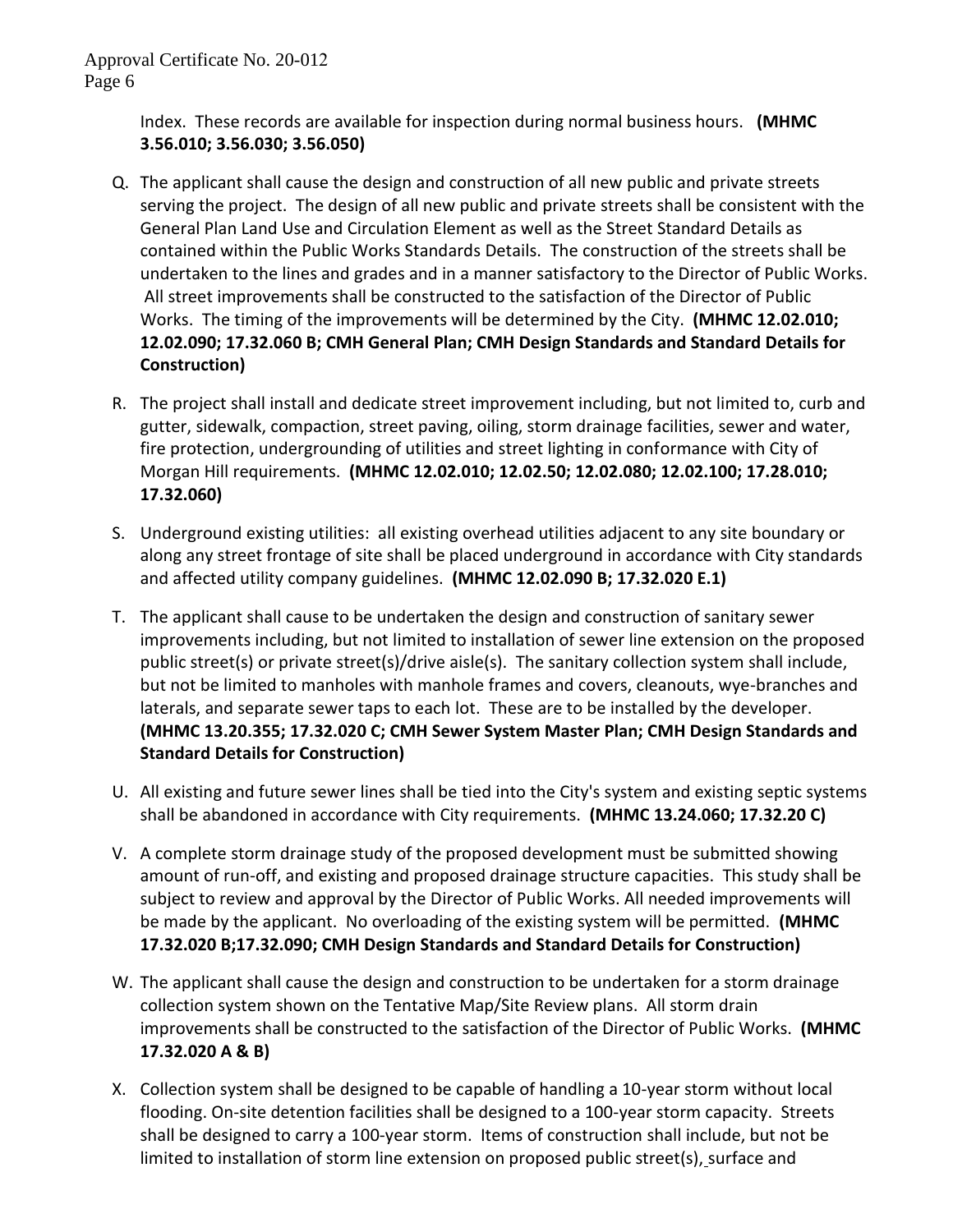Index. These records are available for inspection during normal business hours. **(MHMC 3.56.010; 3.56.030; 3.56.050)**

Q. The applicant shall cause the design and construction of all new public and private streets serving the project. The design of all new public and private streets shall be consistent with the General Plan Land Use and Circulation Element as well as the Street Standard Details as contained within the Public Works Standards Details. The construction of the streets shall be undertaken to the lines and grades and in a manner satisfactory to the Director of Public Works. All street improvements shall be constructed to the satisfaction of the Director of Public Works. The timing of the improvements will be determined by the City. **(MHMC 12.02.010; 12.02.090; 17.32.060 B; CMH General Plan; CMH Design Standards and Standard Details for Construction)**

R. The project shall install and dedicate street improvement including, but not limited to, curb and gutter, sidewalk, compaction, street paving, oiling, storm drainage facilities, sewer and water, fire protection, undergrounding of utilities and street lighting in conformance with City of Morgan Hill requirements. **(MHMC 12.02.010; 12.02.50; 12.02.080; 12.02.100; 17.28.010; 17.32.060)**

S. Underground existing utilities: all existing overhead utilities adjacent to any site boundary or along any street frontage of site shall be placed underground in accordance with City standards and affected utility company guidelines. **(MHMC 12.02.090 B; 17.32.020 E.1)**

T. The applicant shall cause to be undertaken the design and construction of sanitary sewer improvements including, but not limited to installation of sewer line extension on the proposed public street(s) or private street(s)/drive aisle(s). The sanitary collection system shall include, but not be limited to manholes with manhole frames and covers, cleanouts, wye-branches and laterals, and separate sewer taps to each lot. These are to be installed by the developer. **(MHMC 13.20.355; 17.32.020 C; CMH Sewer System Master Plan; CMH Design Standards and Standard Details for Construction)**

U. All existing and future sewer lines shall be tied into the City's system and existing septic systems shall be abandoned in accordance with City requirements. **(MHMC 13.24.060; 17.32.20 C)**

V. A complete storm drainage study of the proposed development must be submitted showing amount of run-off, and existing and proposed drainage structure capacities. This study shall be subject to review and approval by the Director of Public Works. All needed improvements will be made by the applicant. No overloading of the existing system will be permitted. **(MHMC 17.32.020 B;17.32.090; CMH Design Standards and Standard Details for Construction)**

W. The applicant shall cause the design and construction to be undertaken for a storm drainage collection system shown on the Tentative Map/Site Review plans. All storm drain improvements shall be constructed to the satisfaction of the Director of Public Works. **(MHMC 17.32.020 A & B)**

X. Collection system shall be designed to be capable of handling a 10-year storm without local flooding. On-site detention facilities shall be designed to a 100-year storm capacity. Streets shall be designed to carry a 100-year storm. Items of construction shall include, but not be limited to installation of storm line extension on proposed public street(s), surface and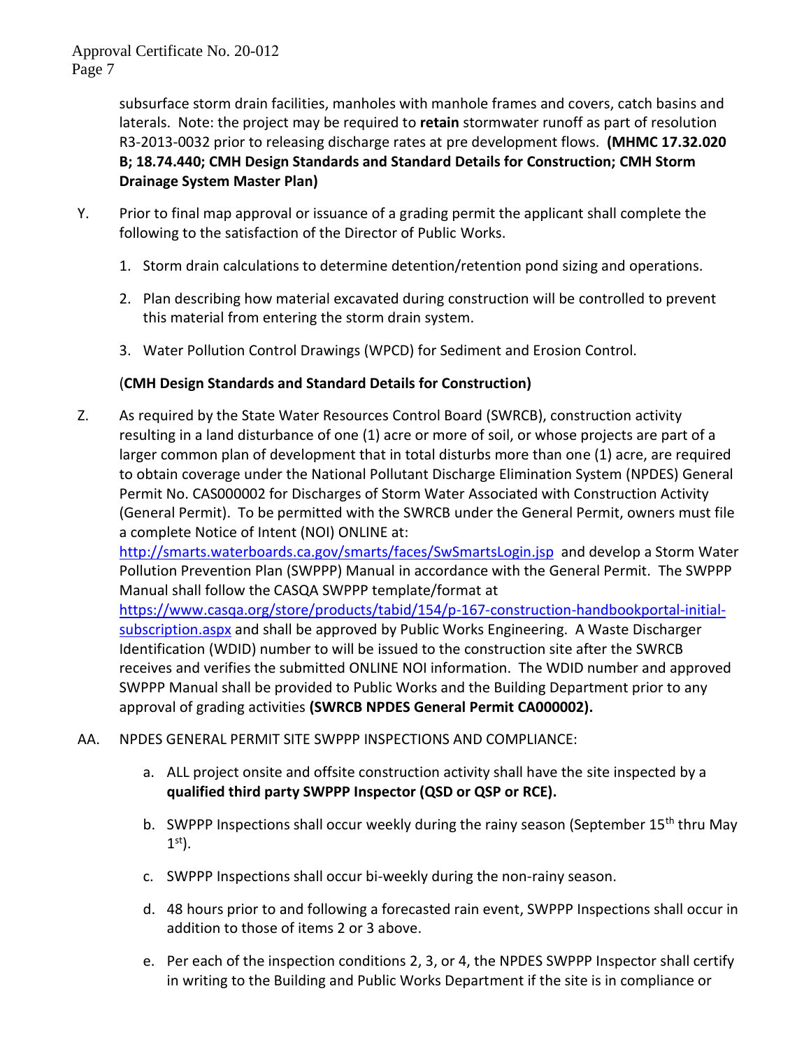subsurface storm drain facilities, manholes with manhole frames and covers, catch basins and laterals. Note: the project may be required to **retain** stormwater runoff as part of resolution R3-2013-0032 prior to releasing discharge rates at pre development flows. **(MHMC 17.32.020 B; 18.74.440; CMH Design Standards and Standard Details for Construction; CMH Storm Drainage System Master Plan)**

Y. Prior to final map approval or issuance of a grading permit the applicant shall complete the following to the satisfaction of the Director of Public Works.

1. Storm drain calculations to determine detention/retention pond sizing and operations.
2. Plan describing how material excavated during construction will be controlled to prevent this material from entering the storm drain system.
3. Water Pollution Control Drawings (WPCD) for Sediment and Erosion Control.

(**CMH Design Standards and Standard Details for Construction)**

Z. As required by the State Water Resources Control Board (SWRCB), construction activity resulting in a land disturbance of one (1) acre or more of soil, or whose projects are part of a larger common plan of development that in total disturbs more than one (1) acre, are required to obtain coverage under the National Pollutant Discharge Elimination System (NPDES) General Permit No. CAS000002 for Discharges of Storm Water Associated with Construction Activity (General Permit). To be permitted with the SWRCB under the General Permit, owners must file a complete Notice of Intent (NOI) ONLINE at: http://smarts.waterboards.ca.gov/smarts/faces/SwSmartsLogin.jsp and develop a Storm Water Pollution Prevention Plan (SWPPP) Manual in accordance with the General Permit. The SWPPP Manual shall follow the CASQA SWPPP template/format at https://www.casqa.org/store/products/tabid/154/p-167-construction-handbookportal-initial-subscription.aspx and shall be approved by Public Works Engineering. A Waste Discharger Identification (WDID) number to will be issued to the construction site after the SWRCB receives and verifies the submitted ONLINE NOI information. The WDID number and approved SWPPP Manual shall be provided to Public Works and the Building Department prior to any approval of grading activities **(SWRCB NPDES General Permit CA000002).**

AA. NPDES GENERAL PERMIT SITE SWPPP INSPECTIONS AND COMPLIANCE:

a. ALL project onsite and offsite construction activity shall have the site inspected by a **qualified third party SWPPP Inspector (QSD or QSP or RCE).**

b. SWPPP Inspections shall occur weekly during the rainy season (September 15th thru May 1st).

c. SWPPP Inspections shall occur bi-weekly during the non-rainy season.

d. 48 hours prior to and following a forecasted rain event, SWPPP Inspections shall occur in addition to those of items 2 or 3 above.

e. Per each of the inspection conditions 2, 3, or 4, the NPDES SWPPP Inspector shall certify in writing to the Building and Public Works Department if the site is in compliance or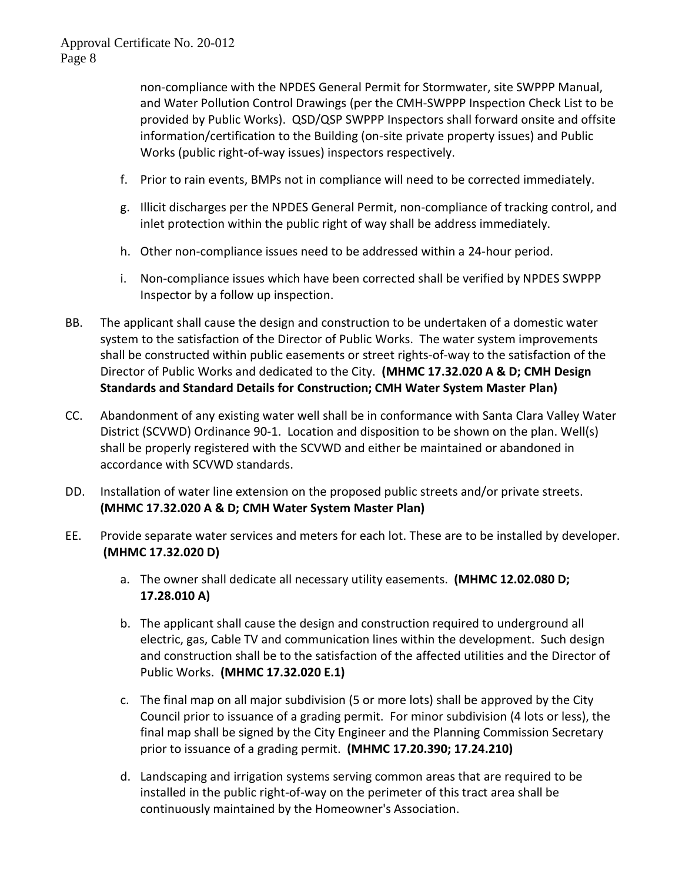non-compliance with the NPDES General Permit for Stormwater, site SWPPP Manual, and Water Pollution Control Drawings (per the CMH-SWPPP Inspection Check List to be provided by Public Works). QSD/QSP SWPPP Inspectors shall forward onsite and offsite information/certification to the Building (on-site private property issues) and Public Works (public right-of-way issues) inspectors respectively.

f. Prior to rain events, BMPs not in compliance will need to be corrected immediately.

g. Illicit discharges per the NPDES General Permit, non-compliance of tracking control, and inlet protection within the public right of way shall be address immediately.

h. Other non-compliance issues need to be addressed within a 24-hour period.

i. Non-compliance issues which have been corrected shall be verified by NPDES SWPPP Inspector by a follow up inspection.

BB. The applicant shall cause the design and construction to be undertaken of a domestic water system to the satisfaction of the Director of Public Works. The water system improvements shall be constructed within public easements or street rights-of-way to the satisfaction of the Director of Public Works and dedicated to the City. **(MHMC 17.32.020 A & D; CMH Design Standards and Standard Details for Construction; CMH Water System Master Plan)**

CC. Abandonment of any existing water well shall be in conformance with Santa Clara Valley Water District (SCVWD) Ordinance 90-1. Location and disposition to be shown on the plan. Well(s) shall be properly registered with the SCVWD and either be maintained or abandoned in accordance with SCVWD standards.

DD. Installation of water line extension on the proposed public streets and/or private streets. **(MHMC 17.32.020 A & D; CMH Water System Master Plan)**

EE. Provide separate water services and meters for each lot. These are to be installed by developer. **(MHMC 17.32.020 D)**

a. The owner shall dedicate all necessary utility easements. **(MHMC 12.02.080 D; 17.28.010 A)**

b. The applicant shall cause the design and construction required to underground all electric, gas, Cable TV and communication lines within the development. Such design and construction shall be to the satisfaction of the affected utilities and the Director of Public Works. **(MHMC 17.32.020 E.1)**

c. The final map on all major subdivision (5 or more lots) shall be approved by the City Council prior to issuance of a grading permit. For minor subdivision (4 lots or less), the final map shall be signed by the City Engineer and the Planning Commission Secretary prior to issuance of a grading permit. **(MHMC 17.20.390; 17.24.210)**

d. Landscaping and irrigation systems serving common areas that are required to be installed in the public right-of-way on the perimeter of this tract area shall be continuously maintained by the Homeowner's Association.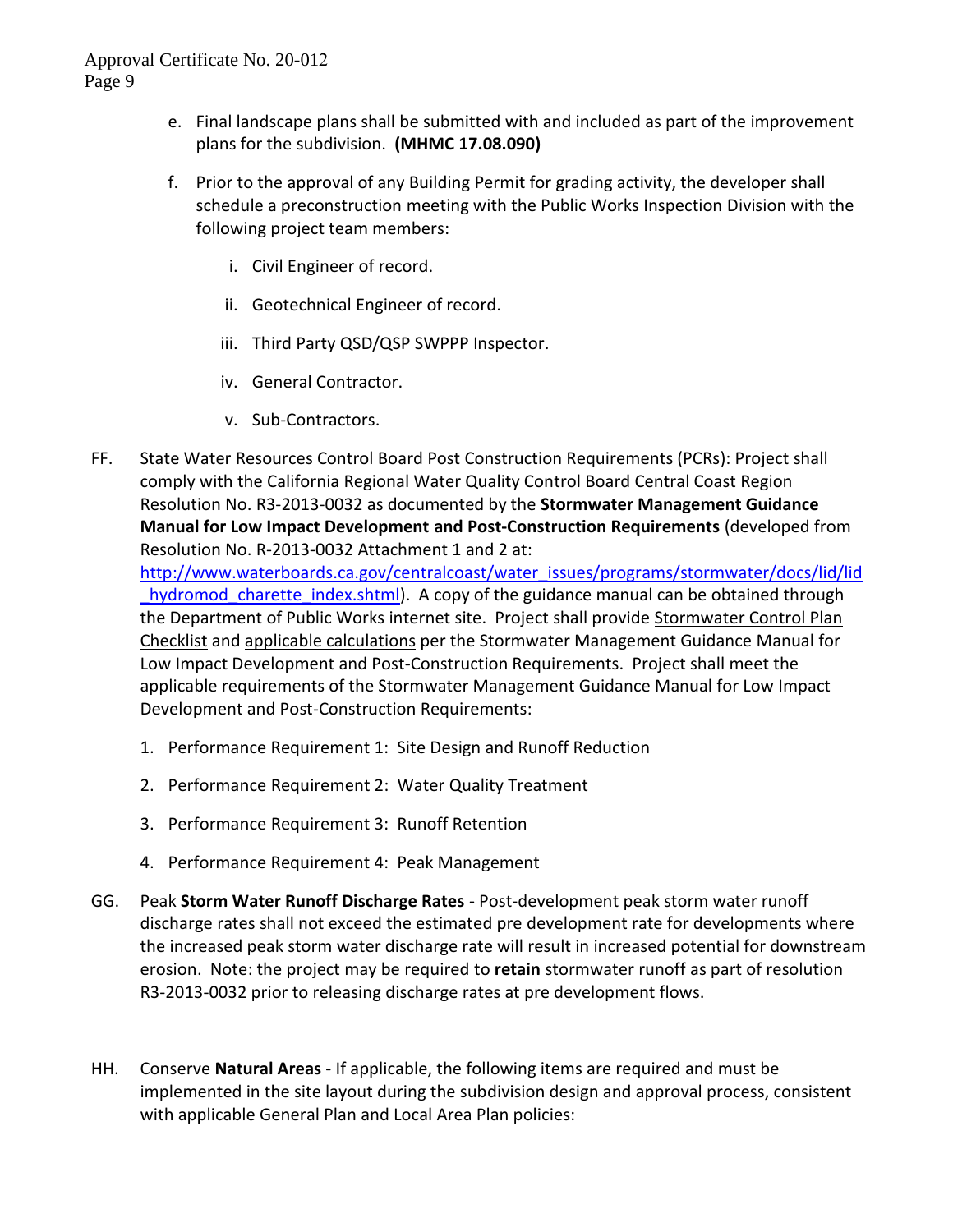e. Final landscape plans shall be submitted with and included as part of the improvement plans for the subdivision. **(MHMC 17.08.090)**

f. Prior to the approval of any Building Permit for grading activity, the developer shall schedule a preconstruction meeting with the Public Works Inspection Division with the following project team members:

   i. Civil Engineer of record.

   ii. Geotechnical Engineer of record.

   iii. Third Party QSD/QSP SWPPP Inspector.

   iv. General Contractor.

   v. Sub-Contractors.

FF. State Water Resources Control Board Post Construction Requirements (PCRs): Project shall comply with the California Regional Water Quality Control Board Central Coast Region Resolution No. R3-2013-0032 as documented by the **Stormwater Management Guidance Manual for Low Impact Development and Post-Construction Requirements** (developed from Resolution No. R-2013-0032 Attachment 1 and 2 at: [http://www.waterboards.ca.gov/centralcoast/water_issues/programs/stormwater/docs/lid/lid_hydromod_charette_index.shtml](http://www.waterboards.ca.gov/centralcoast/water_issues/programs/stormwater/docs/lid/lid_hydromod_charette_index.shtml)). A copy of the guidance manual can be obtained through the Department of Public Works internet site. Project shall provide Stormwater Control Plan Checklist and applicable calculations per the Stormwater Management Guidance Manual for Low Impact Development and Post-Construction Requirements. Project shall meet the applicable requirements of the Stormwater Management Guidance Manual for Low Impact Development and Post-Construction Requirements:

1. Performance Requirement 1: Site Design and Runoff Reduction
2. Performance Requirement 2: Water Quality Treatment
3. Performance Requirement 3: Runoff Retention
4. Performance Requirement 4: Peak Management

GG. Peak **Storm Water Runoff Discharge Rates** - Post-development peak storm water runoff discharge rates shall not exceed the estimated pre development rate for developments where the increased peak storm water discharge rate will result in increased potential for downstream erosion. Note: the project may be required to **retain** stormwater runoff as part of resolution R3-2013-0032 prior to releasing discharge rates at pre development flows.

HH. Conserve **Natural Areas** - If applicable, the following items are required and must be implemented in the site layout during the subdivision design and approval process, consistent with applicable General Plan and Local Area Plan policies: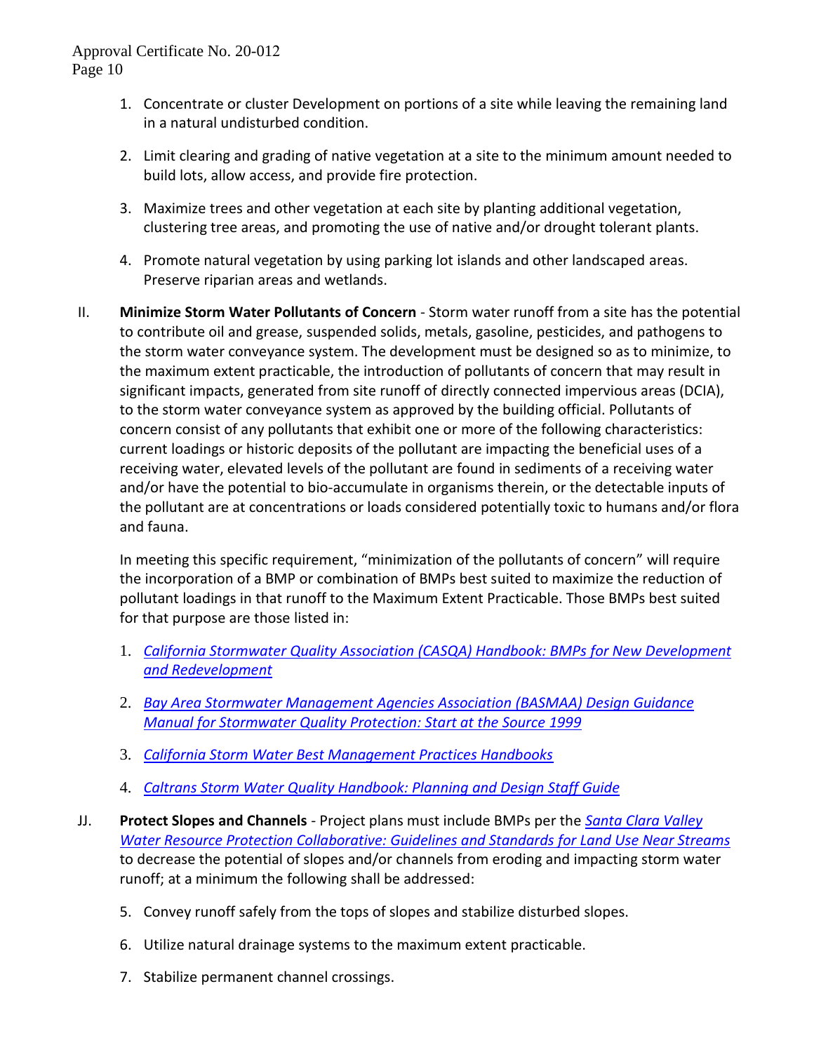1. Concentrate or cluster Development on portions of a site while leaving the remaining land in a natural undisturbed condition.

2. Limit clearing and grading of native vegetation at a site to the minimum amount needed to build lots, allow access, and provide fire protection.

3. Maximize trees and other vegetation at each site by planting additional vegetation, clustering tree areas, and promoting the use of native and/or drought tolerant plants.

4. Promote natural vegetation by using parking lot islands and other landscaped areas. Preserve riparian areas and wetlands.

II. **Minimize Storm Water Pollutants of Concern** - Storm water runoff from a site has the potential to contribute oil and grease, suspended solids, metals, gasoline, pesticides, and pathogens to the storm water conveyance system. The development must be designed so as to minimize, to the maximum extent practicable, the introduction of pollutants of concern that may result in significant impacts, generated from site runoff of directly connected impervious areas (DCIA), to the storm water conveyance system as approved by the building official. Pollutants of concern consist of any pollutants that exhibit one or more of the following characteristics: current loadings or historic deposits of the pollutant are impacting the beneficial uses of a receiving water, elevated levels of the pollutant are found in sediments of a receiving water and/or have the potential to bio-accumulate in organisms therein, or the detectable inputs of the pollutant are at concentrations or loads considered potentially toxic to humans and/or flora and fauna.

   In meeting this specific requirement, "minimization of the pollutants of concern" will require the incorporation of a BMP or combination of BMPs best suited to maximize the reduction of pollutant loadings in that runoff to the Maximum Extent Practicable. Those BMPs best suited for that purpose are those listed in:

   1. *California Stormwater Quality Association (CASQA) Handbook: BMPs for New Development and Redevelopment*

   2. *Bay Area Stormwater Management Agencies Association (BASMAA) Design Guidance Manual for Stormwater Quality Protection: Start at the Source 1999*

   3. *California Storm Water Best Management Practices Handbooks*

   4. *Caltrans Storm Water Quality Handbook: Planning and Design Staff Guide*

JJ. **Protect Slopes and Channels** - Project plans must include BMPs per the *Santa Clara Valley Water Resource Protection Collaborative: Guidelines and Standards for Land Use Near Streams* to decrease the potential of slopes and/or channels from eroding and impacting storm water runoff; at a minimum the following shall be addressed:

   5. Convey runoff safely from the tops of slopes and stabilize disturbed slopes.

   6. Utilize natural drainage systems to the maximum extent practicable.

   7. Stabilize permanent channel crossings.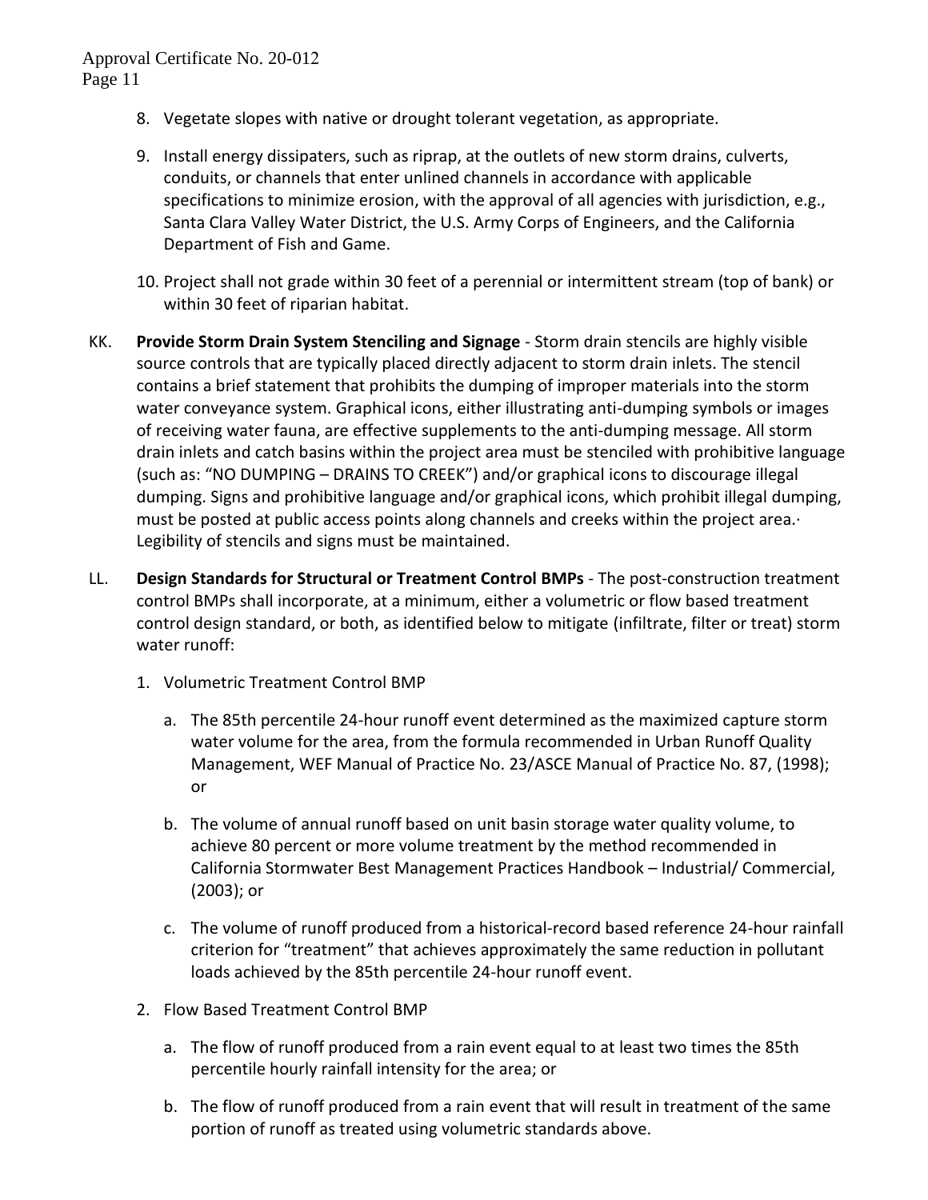8. Vegetate slopes with native or drought tolerant vegetation, as appropriate.

9. Install energy dissipaters, such as riprap, at the outlets of new storm drains, culverts, conduits, or channels that enter unlined channels in accordance with applicable specifications to minimize erosion, with the approval of all agencies with jurisdiction, e.g., Santa Clara Valley Water District, the U.S. Army Corps of Engineers, and the California Department of Fish and Game.

10. Project shall not grade within 30 feet of a perennial or intermittent stream (top of bank) or within 30 feet of riparian habitat.

KK. **Provide Storm Drain System Stenciling and Signage** - Storm drain stencils are highly visible source controls that are typically placed directly adjacent to storm drain inlets. The stencil contains a brief statement that prohibits the dumping of improper materials into the storm water conveyance system. Graphical icons, either illustrating anti-dumping symbols or images of receiving water fauna, are effective supplements to the anti-dumping message. All storm drain inlets and catch basins within the project area must be stenciled with prohibitive language (such as: "NO DUMPING – DRAINS TO CREEK") and/or graphical icons to discourage illegal dumping. Signs and prohibitive language and/or graphical icons, which prohibit illegal dumping, must be posted at public access points along channels and creeks within the project area.· Legibility of stencils and signs must be maintained.

LL. **Design Standards for Structural or Treatment Control BMPs** - The post-construction treatment control BMPs shall incorporate, at a minimum, either a volumetric or flow based treatment control design standard, or both, as identified below to mitigate (infiltrate, filter or treat) storm water runoff:

1. Volumetric Treatment Control BMP

   a. The 85th percentile 24-hour runoff event determined as the maximized capture storm water volume for the area, from the formula recommended in Urban Runoff Quality Management, WEF Manual of Practice No. 23/ASCE Manual of Practice No. 87, (1998); or

   b. The volume of annual runoff based on unit basin storage water quality volume, to achieve 80 percent or more volume treatment by the method recommended in California Stormwater Best Management Practices Handbook – Industrial/ Commercial, (2003); or

   c. The volume of runoff produced from a historical-record based reference 24-hour rainfall criterion for "treatment" that achieves approximately the same reduction in pollutant loads achieved by the 85th percentile 24-hour runoff event.

2. Flow Based Treatment Control BMP

   a. The flow of runoff produced from a rain event equal to at least two times the 85th percentile hourly rainfall intensity for the area; or

   b. The flow of runoff produced from a rain event that will result in treatment of the same portion of runoff as treated using volumetric standards above.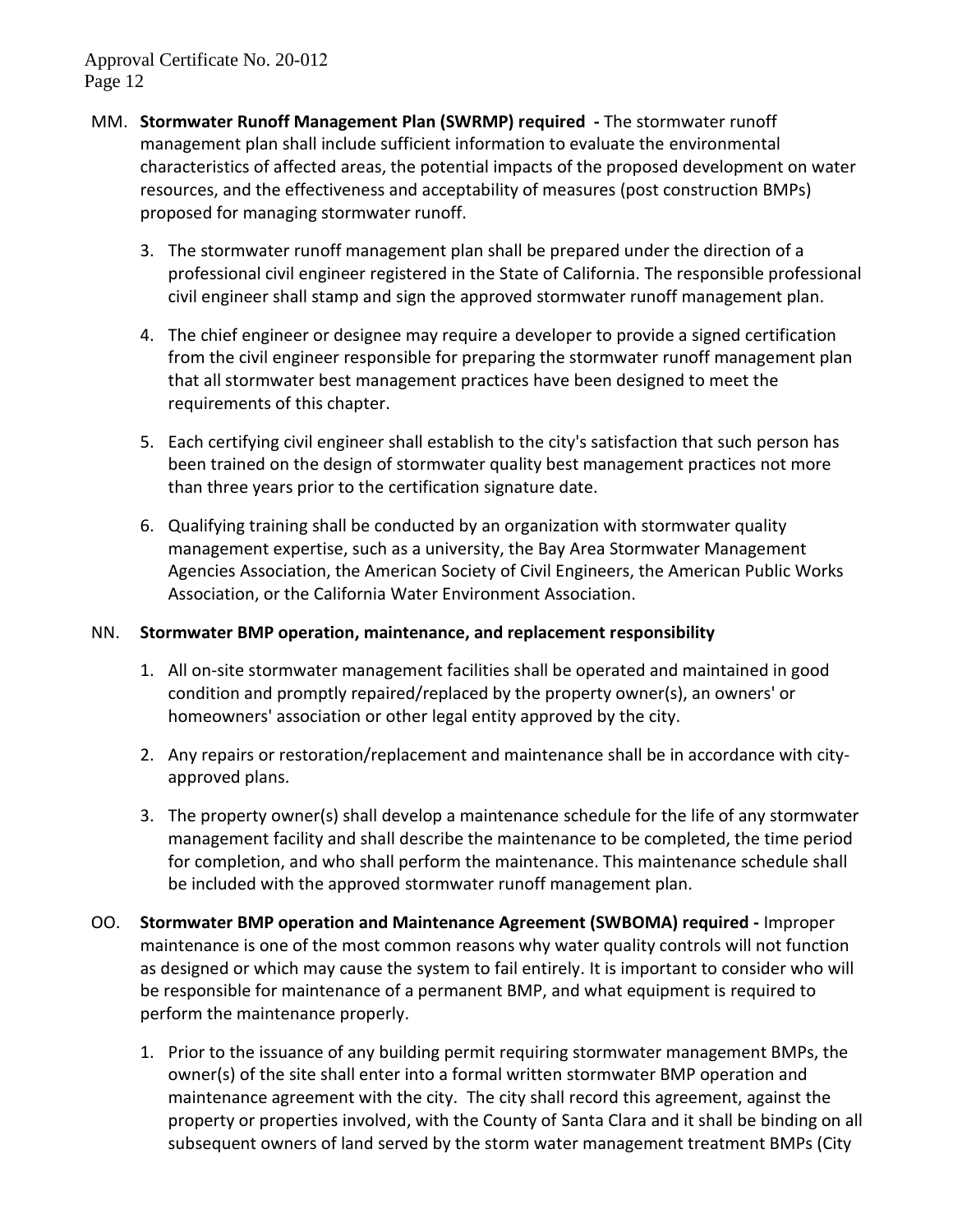MM. **Stormwater Runoff Management Plan (SWRMP) required -** The stormwater runoff management plan shall include sufficient information to evaluate the environmental characteristics of affected areas, the potential impacts of the proposed development on water resources, and the effectiveness and acceptability of measures (post construction BMPs) proposed for managing stormwater runoff.

3. The stormwater runoff management plan shall be prepared under the direction of a professional civil engineer registered in the State of California. The responsible professional civil engineer shall stamp and sign the approved stormwater runoff management plan.

4. The chief engineer or designee may require a developer to provide a signed certification from the civil engineer responsible for preparing the stormwater runoff management plan that all stormwater best management practices have been designed to meet the requirements of this chapter.

5. Each certifying civil engineer shall establish to the city's satisfaction that such person has been trained on the design of stormwater quality best management practices not more than three years prior to the certification signature date.

6. Qualifying training shall be conducted by an organization with stormwater quality management expertise, such as a university, the Bay Area Stormwater Management Agencies Association, the American Society of Civil Engineers, the American Public Works Association, or the California Water Environment Association.

NN. **Stormwater BMP operation, maintenance, and replacement responsibility**

1. All on-site stormwater management facilities shall be operated and maintained in good condition and promptly repaired/replaced by the property owner(s), an owners' or homeowners' association or other legal entity approved by the city.

2. Any repairs or restoration/replacement and maintenance shall be in accordance with city-approved plans.

3. The property owner(s) shall develop a maintenance schedule for the life of any stormwater management facility and shall describe the maintenance to be completed, the time period for completion, and who shall perform the maintenance. This maintenance schedule shall be included with the approved stormwater runoff management plan.

OO. **Stormwater BMP operation and Maintenance Agreement (SWBOMA) required -** Improper maintenance is one of the most common reasons why water quality controls will not function as designed or which may cause the system to fail entirely. It is important to consider who will be responsible for maintenance of a permanent BMP, and what equipment is required to perform the maintenance properly.

1. Prior to the issuance of any building permit requiring stormwater management BMPs, the owner(s) of the site shall enter into a formal written stormwater BMP operation and maintenance agreement with the city. The city shall record this agreement, against the property or properties involved, with the County of Santa Clara and it shall be binding on all subsequent owners of land served by the storm water management treatment BMPs (City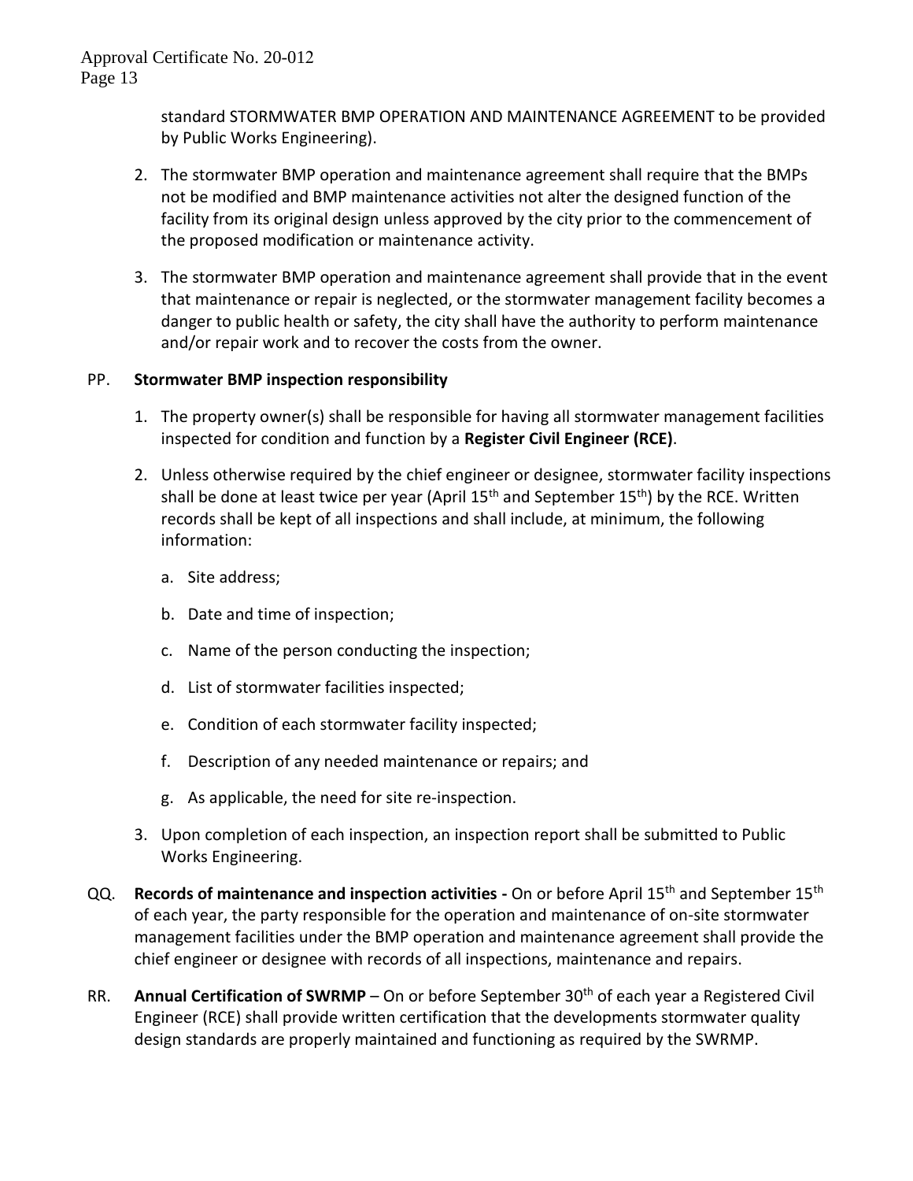standard STORMWATER BMP OPERATION AND MAINTENANCE AGREEMENT to be provided by Public Works Engineering).

2. The stormwater BMP operation and maintenance agreement shall require that the BMPs not be modified and BMP maintenance activities not alter the designed function of the facility from its original design unless approved by the city prior to the commencement of the proposed modification or maintenance activity.

3. The stormwater BMP operation and maintenance agreement shall provide that in the event that maintenance or repair is neglected, or the stormwater management facility becomes a danger to public health or safety, the city shall have the authority to perform maintenance and/or repair work and to recover the costs from the owner.

PP. **Stormwater BMP inspection responsibility**

1. The property owner(s) shall be responsible for having all stormwater management facilities inspected for condition and function by a **Register Civil Engineer (RCE)**.

2. Unless otherwise required by the chief engineer or designee, stormwater facility inspections shall be done at least twice per year (April 15th and September 15th) by the RCE. Written records shall be kept of all inspections and shall include, at minimum, the following information:

   a. Site address;

   b. Date and time of inspection;

   c. Name of the person conducting the inspection;

   d. List of stormwater facilities inspected;

   e. Condition of each stormwater facility inspected;

   f. Description of any needed maintenance or repairs; and

   g. As applicable, the need for site re-inspection.

3. Upon completion of each inspection, an inspection report shall be submitted to Public Works Engineering.

QQ. **Records of maintenance and inspection activities -** On or before April 15th and September 15th of each year, the party responsible for the operation and maintenance of on-site stormwater management facilities under the BMP operation and maintenance agreement shall provide the chief engineer or designee with records of all inspections, maintenance and repairs.

RR. **Annual Certification of SWRMP** – On or before September 30th of each year a Registered Civil Engineer (RCE) shall provide written certification that the developments stormwater quality design standards are properly maintained and functioning as required by the SWRMP.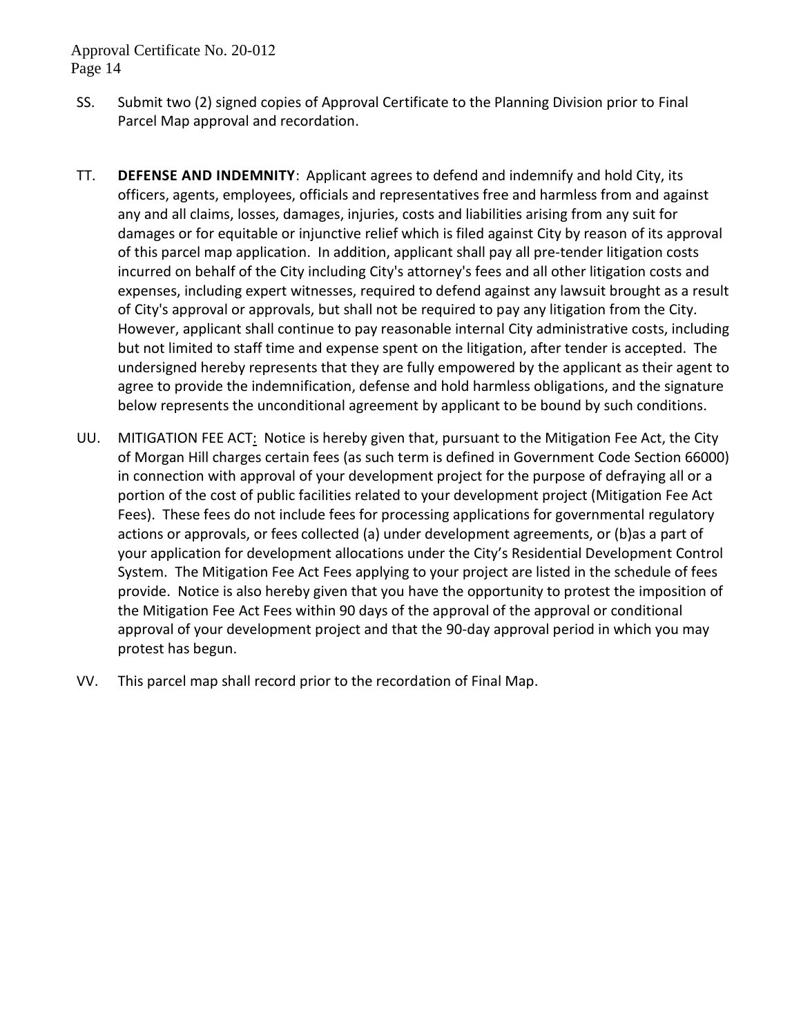SS. Submit two (2) signed copies of Approval Certificate to the Planning Division prior to Final Parcel Map approval and recordation.

TT. **DEFENSE AND INDEMNITY**: Applicant agrees to defend and indemnify and hold City, its officers, agents, employees, officials and representatives free and harmless from and against any and all claims, losses, damages, injuries, costs and liabilities arising from any suit for damages or for equitable or injunctive relief which is filed against City by reason of its approval of this parcel map application. In addition, applicant shall pay all pre-tender litigation costs incurred on behalf of the City including City's attorney's fees and all other litigation costs and expenses, including expert witnesses, required to defend against any lawsuit brought as a result of City's approval or approvals, but shall not be required to pay any litigation from the City. However, applicant shall continue to pay reasonable internal City administrative costs, including but not limited to staff time and expense spent on the litigation, after tender is accepted. The undersigned hereby represents that they are fully empowered by the applicant as their agent to agree to provide the indemnification, defense and hold harmless obligations, and the signature below represents the unconditional agreement by applicant to be bound by such conditions.

UU. MITIGATION FEE ACT: Notice is hereby given that, pursuant to the Mitigation Fee Act, the City of Morgan Hill charges certain fees (as such term is defined in Government Code Section 66000) in connection with approval of your development project for the purpose of defraying all or a portion of the cost of public facilities related to your development project (Mitigation Fee Act Fees). These fees do not include fees for processing applications for governmental regulatory actions or approvals, or fees collected (a) under development agreements, or (b)as a part of your application for development allocations under the City's Residential Development Control System. The Mitigation Fee Act Fees applying to your project are listed in the schedule of fees provide. Notice is also hereby given that you have the opportunity to protest the imposition of the Mitigation Fee Act Fees within 90 days of the approval of the approval or conditional approval of your development project and that the 90-day approval period in which you may protest has begun.

VV. This parcel map shall record prior to the recordation of Final Map.